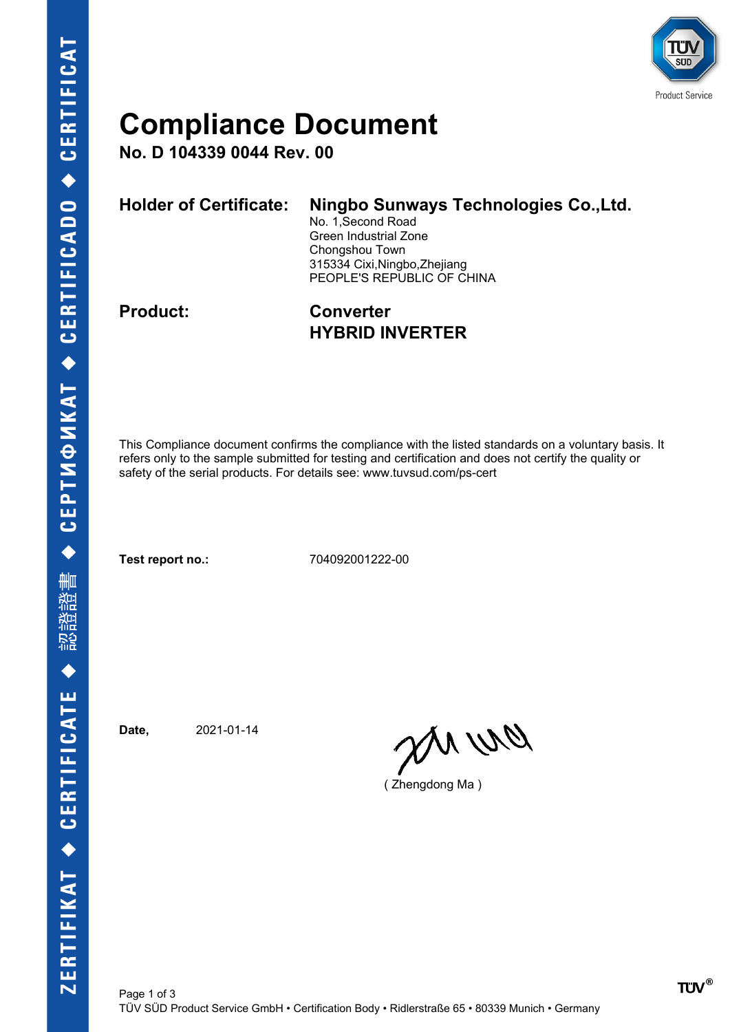# Compliance Document

**No. D 104339 0044 Rev. 00**

**Holder of Certificate:** **Ningbo Sunways Technologies Co.,Ltd.**
No. 1,Second Road
Green Industrial Zone
Chongshou Town
315334 Cixi,Ningbo,Zhejiang
PEOPLE'S REPUBLIC OF CHINA

**Product:** **Converter**
**HYBRID INVERTER**

This Compliance document confirms the compliance with the listed standards on a voluntary basis. It refers only to the sample submitted for testing and certification and does not certify the quality or safety of the serial products. For details see: www.tuvsud.com/ps-cert

**Test report no.:** 704092001222-00

**Date,** 2021-01-14

( Zhengdong Ma )

TÜV SÜD Product Service GmbH • Certification Body • Ridlerstraße 65 • 80339 Munich • Germany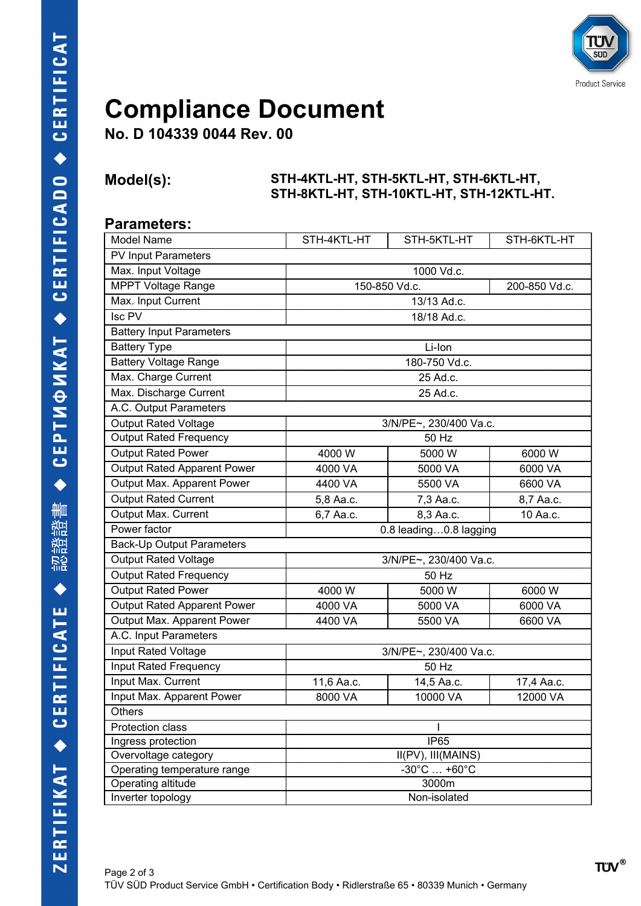# Compliance Document

**No. D 104339 0044 Rev. 00**

**Model(s):** **STH-4KTL-HT, STH-5KTL-HT, STH-6KTL-HT, STH-8KTL-HT, STH-10KTL-HT, STH-12KTL-HT.**

## Parameters:

| Model Name | STH-4KTL-HT | STH-5KTL-HT | STH-6KTL-HT |
|---|---|---|---|
| PV Input Parameters | | | |
| Max. Input Voltage | 1000 Vd.c. | | |
| MPPT Voltage Range | 150-850 Vd.c. | | 200-850 Vd.c. |
| Max. Input Current | 13/13 Ad.c. | | |
| Isc PV | 18/18 Ad.c. | | |
| Battery Input Parameters | | | |
| Battery Type | Li-Ion | | |
| Battery Voltage Range | 180-750 Vd.c. | | |
| Max. Charge Current | 25 Ad.c. | | |
| Max. Discharge Current | 25 Ad.c. | | |
| A.C. Output Parameters | | | |
| Output Rated Voltage | 3/N/PE~, 230/400 Va.c. | | |
| Output Rated Frequency | 50 Hz | | |
| Output Rated Power | 4000 W | 5000 W | 6000 W |
| Output Rated Apparent Power | 4000 VA | 5000 VA | 6000 VA |
| Output Max. Apparent Power | 4400 VA | 5500 VA | 6600 VA |
| Output Rated Current | 5,8 Aa.c. | 7,3 Aa.c. | 8,7 Aa.c. |
| Output Max. Current | 6,7 Aa.c. | 8,3 Aa.c. | 10 Aa.c. |
| Power factor | 0.8 leading…0.8 lagging | | |
| Back-Up Output Parameters | | | |
| Output Rated Voltage | 3/N/PE~, 230/400 Va.c. | | |
| Output Rated Frequency | 50 Hz | | |
| Output Rated Power | 4000 W | 5000 W | 6000 W |
| Output Rated Apparent Power | 4000 VA | 5000 VA | 6000 VA |
| Output Max. Apparent Power | 4400 VA | 5500 VA | 6600 VA |
| A.C. Input Parameters | | | |
| Input Rated Voltage | 3/N/PE~, 230/400 Va.c. | | |
| Input Rated Frequency | 50 Hz | | |
| Input Max. Current | 11,6 Aa.c. | 14,5 Aa.c. | 17,4 Aa.c. |
| Input Max. Apparent Power | 8000 VA | 10000 VA | 12000 VA |
| Others | | | |
| Protection class | I | | |
| Ingress protection | IP65 | | |
| Overvoltage category | II(PV), III(MAINS) | | |
| Operating temperature range | -30°C … +60°C | | |
| Operating altitude | 3000m | | |
| Inverter topology | Non-isolated | | |

TÜV SÜD Product Service GmbH • Certification Body • Ridlerstraße 65 • 80339 Munich • Germany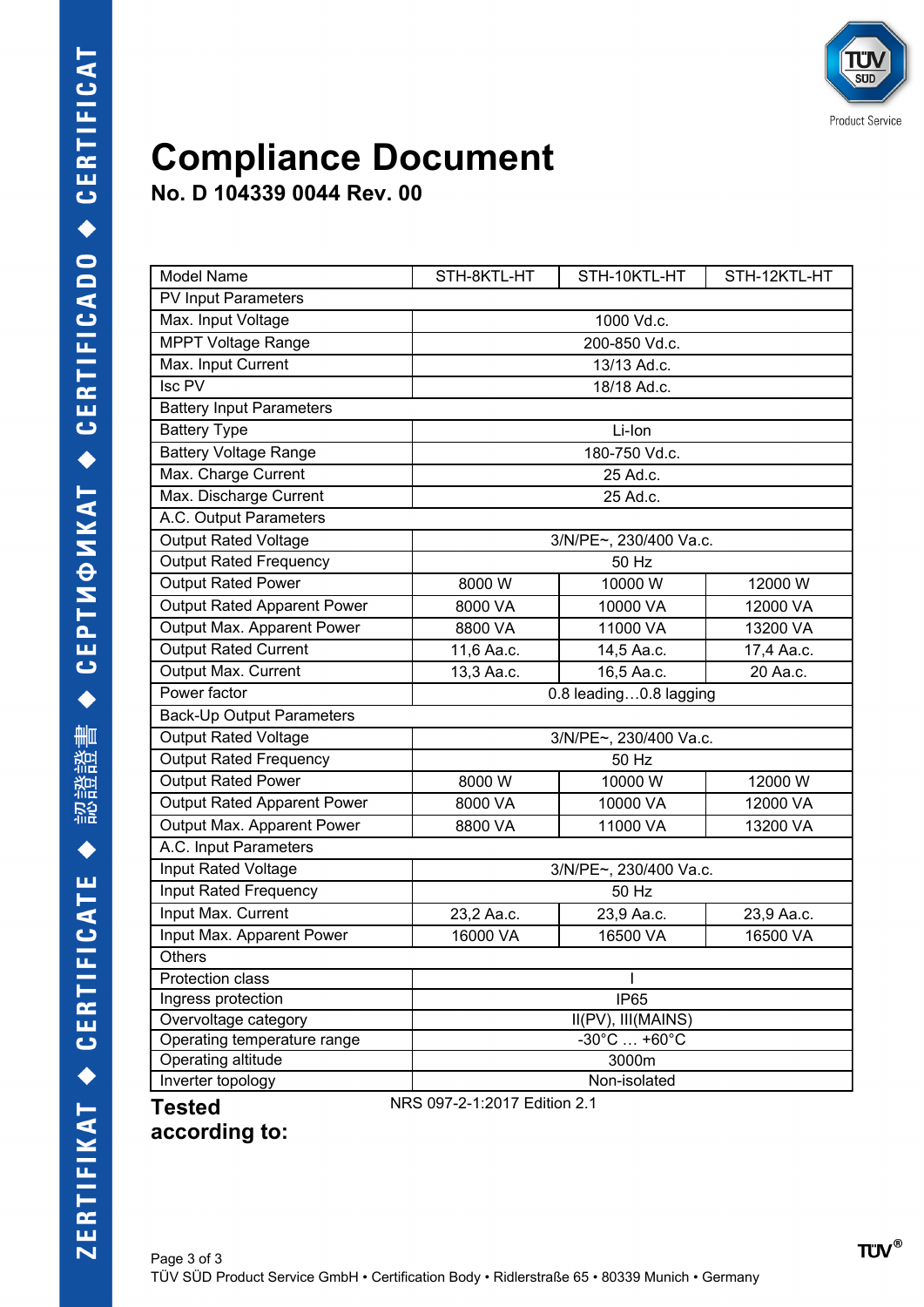# Compliance Document

**No. D 104339 0044 Rev. 00**

| Model Name | STH-8KTL-HT | STH-10KTL-HT | STH-12KTL-HT |
|---|---|---|---|
| PV Input Parameters | | | |
| Max. Input Voltage | 1000 Vd.c. | | |
| MPPT Voltage Range | 200-850 Vd.c. | | |
| Max. Input Current | 13/13 Ad.c. | | |
| Isc PV | 18/18 Ad.c. | | |
| Battery Input Parameters | | | |
| Battery Type | Li-Ion | | |
| Battery Voltage Range | 180-750 Vd.c. | | |
| Max. Charge Current | 25 Ad.c. | | |
| Max. Discharge Current | 25 Ad.c. | | |
| A.C. Output Parameters | | | |
| Output Rated Voltage | 3/N/PE~, 230/400 Va.c. | | |
| Output Rated Frequency | 50 Hz | | |
| Output Rated Power | 8000 W | 10000 W | 12000 W |
| Output Rated Apparent Power | 8000 VA | 10000 VA | 12000 VA |
| Output Max. Apparent Power | 8800 VA | 11000 VA | 13200 VA |
| Output Rated Current | 11,6 Aa.c. | 14,5 Aa.c. | 17,4 Aa.c. |
| Output Max. Current | 13,3 Aa.c. | 16,5 Aa.c. | 20 Aa.c. |
| Power factor | 0.8 leading…0.8 lagging | | |
| Back-Up Output Parameters | | | |
| Output Rated Voltage | 3/N/PE~, 230/400 Va.c. | | |
| Output Rated Frequency | 50 Hz | | |
| Output Rated Power | 8000 W | 10000 W | 12000 W |
| Output Rated Apparent Power | 8000 VA | 10000 VA | 12000 VA |
| Output Max. Apparent Power | 8800 VA | 11000 VA | 13200 VA |
| A.C. Input Parameters | | | |
| Input Rated Voltage | 3/N/PE~, 230/400 Va.c. | | |
| Input Rated Frequency | 50 Hz | | |
| Input Max. Current | 23,2 Aa.c. | 23,9 Aa.c. | 23,9 Aa.c. |
| Input Max. Apparent Power | 16000 VA | 16500 VA | 16500 VA |
| Others | | | |
| Protection class | I | | |
| Ingress protection | IP65 | | |
| Overvoltage category | II(PV), III(MAINS) | | |
| Operating temperature range | -30°C … +60°C | | |
| Operating altitude | 3000m | | |
| Inverter topology | Non-isolated | | |

**Tested according to:** NRS 097-2-1:2017 Edition 2.1

TÜV SÜD Product Service GmbH • Certification Body • Ridlerstraße 65 • 80339 Munich • Germany